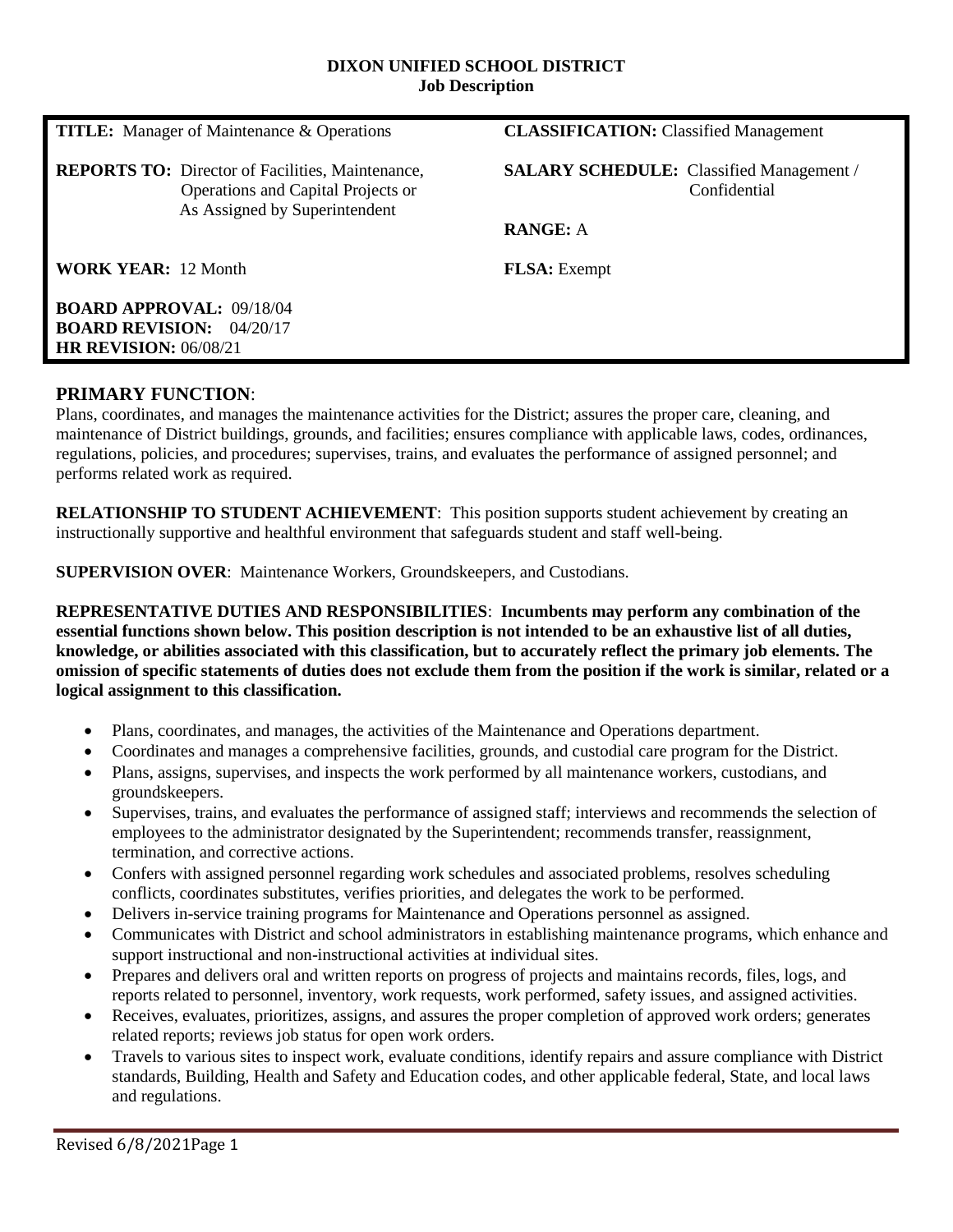**DIXON UNIFIED SCHOOL DISTRICT**
**Job Description**

| | |
|---|---|
| **TITLE:** Manager of Maintenance & Operations | **CLASSIFICATION:** Classified Management |
| **REPORTS TO:** Director of Facilities, Maintenance, Operations and Capital Projects or As Assigned by Superintendent | **SALARY SCHEDULE:** Classified Management / Confidential<br>**RANGE:** A |
| **WORK YEAR:** 12 Month | **FLSA:** Exempt |
| **BOARD APPROVAL:** 09/18/04<br>**BOARD REVISION:** 04/20/17<br>**HR REVISION:** 06/08/21 | |

## PRIMARY FUNCTION:

Plans, coordinates, and manages the maintenance activities for the District; assures the proper care, cleaning, and maintenance of District buildings, grounds, and facilities; ensures compliance with applicable laws, codes, ordinances, regulations, policies, and procedures; supervises, trains, and evaluates the performance of assigned personnel; and performs related work as required.

**RELATIONSHIP TO STUDENT ACHIEVEMENT**: This position supports student achievement by creating an instructionally supportive and healthful environment that safeguards student and staff well-being.

**SUPERVISION OVER**: Maintenance Workers, Groundskeepers, and Custodians.

**REPRESENTATIVE DUTIES AND RESPONSIBILITIES**: **Incumbents may perform any combination of the essential functions shown below. This position description is not intended to be an exhaustive list of all duties, knowledge, or abilities associated with this classification, but to accurately reflect the primary job elements. The omission of specific statements of duties does not exclude them from the position if the work is similar, related or a logical assignment to this classification.**

- Plans, coordinates, and manages, the activities of the Maintenance and Operations department.
- Coordinates and manages a comprehensive facilities, grounds, and custodial care program for the District.
- Plans, assigns, supervises, and inspects the work performed by all maintenance workers, custodians, and groundskeepers.
- Supervises, trains, and evaluates the performance of assigned staff; interviews and recommends the selection of employees to the administrator designated by the Superintendent; recommends transfer, reassignment, termination, and corrective actions.
- Confers with assigned personnel regarding work schedules and associated problems, resolves scheduling conflicts, coordinates substitutes, verifies priorities, and delegates the work to be performed.
- Delivers in-service training programs for Maintenance and Operations personnel as assigned.
- Communicates with District and school administrators in establishing maintenance programs, which enhance and support instructional and non-instructional activities at individual sites.
- Prepares and delivers oral and written reports on progress of projects and maintains records, files, logs, and reports related to personnel, inventory, work requests, work performed, safety issues, and assigned activities.
- Receives, evaluates, prioritizes, assigns, and assures the proper completion of approved work orders; generates related reports; reviews job status for open work orders.
- Travels to various sites to inspect work, evaluate conditions, identify repairs and assure compliance with District standards, Building, Health and Safety and Education codes, and other applicable federal, State, and local laws and regulations.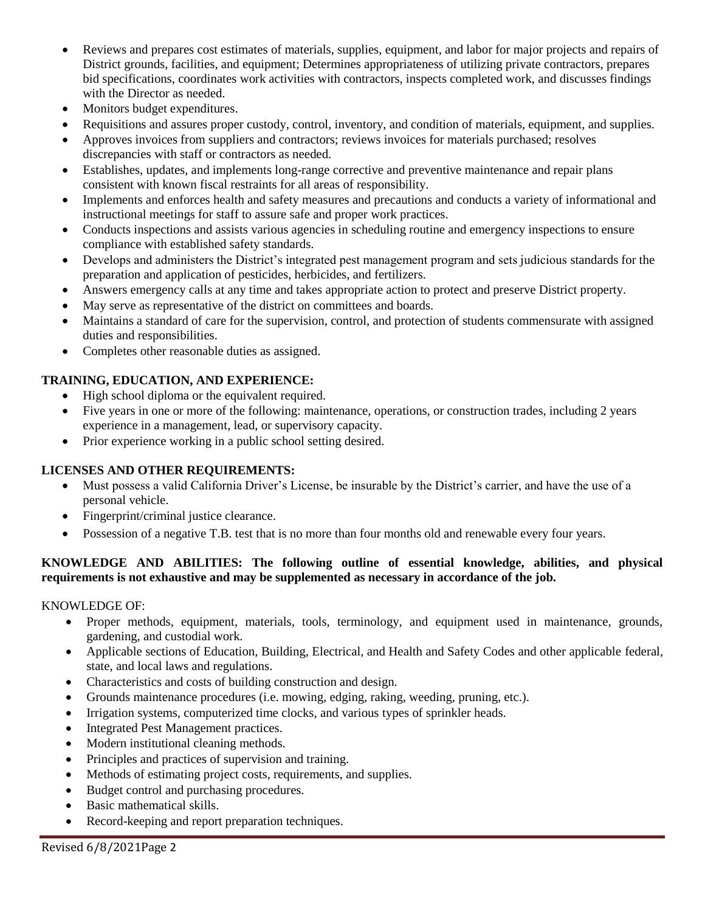- Reviews and prepares cost estimates of materials, supplies, equipment, and labor for major projects and repairs of District grounds, facilities, and equipment; Determines appropriateness of utilizing private contractors, prepares bid specifications, coordinates work activities with contractors, inspects completed work, and discusses findings with the Director as needed.
- Monitors budget expenditures.
- Requisitions and assures proper custody, control, inventory, and condition of materials, equipment, and supplies.
- Approves invoices from suppliers and contractors; reviews invoices for materials purchased; resolves discrepancies with staff or contractors as needed.
- Establishes, updates, and implements long-range corrective and preventive maintenance and repair plans consistent with known fiscal restraints for all areas of responsibility.
- Implements and enforces health and safety measures and precautions and conducts a variety of informational and instructional meetings for staff to assure safe and proper work practices.
- Conducts inspections and assists various agencies in scheduling routine and emergency inspections to ensure compliance with established safety standards.
- Develops and administers the District's integrated pest management program and sets judicious standards for the preparation and application of pesticides, herbicides, and fertilizers.
- Answers emergency calls at any time and takes appropriate action to protect and preserve District property.
- May serve as representative of the district on committees and boards.
- Maintains a standard of care for the supervision, control, and protection of students commensurate with assigned duties and responsibilities.
- Completes other reasonable duties as assigned.

**TRAINING, EDUCATION, AND EXPERIENCE:**

- High school diploma or the equivalent required.
- Five years in one or more of the following: maintenance, operations, or construction trades, including 2 years experience in a management, lead, or supervisory capacity.
- Prior experience working in a public school setting desired.

**LICENSES AND OTHER REQUIREMENTS:**

- Must possess a valid California Driver's License, be insurable by the District's carrier, and have the use of a personal vehicle.
- Fingerprint/criminal justice clearance.
- Possession of a negative T.B. test that is no more than four months old and renewable every four years.

**KNOWLEDGE AND ABILITIES: The following outline of essential knowledge, abilities, and physical requirements is not exhaustive and may be supplemented as necessary in accordance of the job.**

KNOWLEDGE OF:

- Proper methods, equipment, materials, tools, terminology, and equipment used in maintenance, grounds, gardening, and custodial work.
- Applicable sections of Education, Building, Electrical, and Health and Safety Codes and other applicable federal, state, and local laws and regulations.
- Characteristics and costs of building construction and design.
- Grounds maintenance procedures (i.e. mowing, edging, raking, weeding, pruning, etc.).
- Irrigation systems, computerized time clocks, and various types of sprinkler heads.
- Integrated Pest Management practices.
- Modern institutional cleaning methods.
- Principles and practices of supervision and training.
- Methods of estimating project costs, requirements, and supplies.
- Budget control and purchasing procedures.
- Basic mathematical skills.
- Record-keeping and report preparation techniques.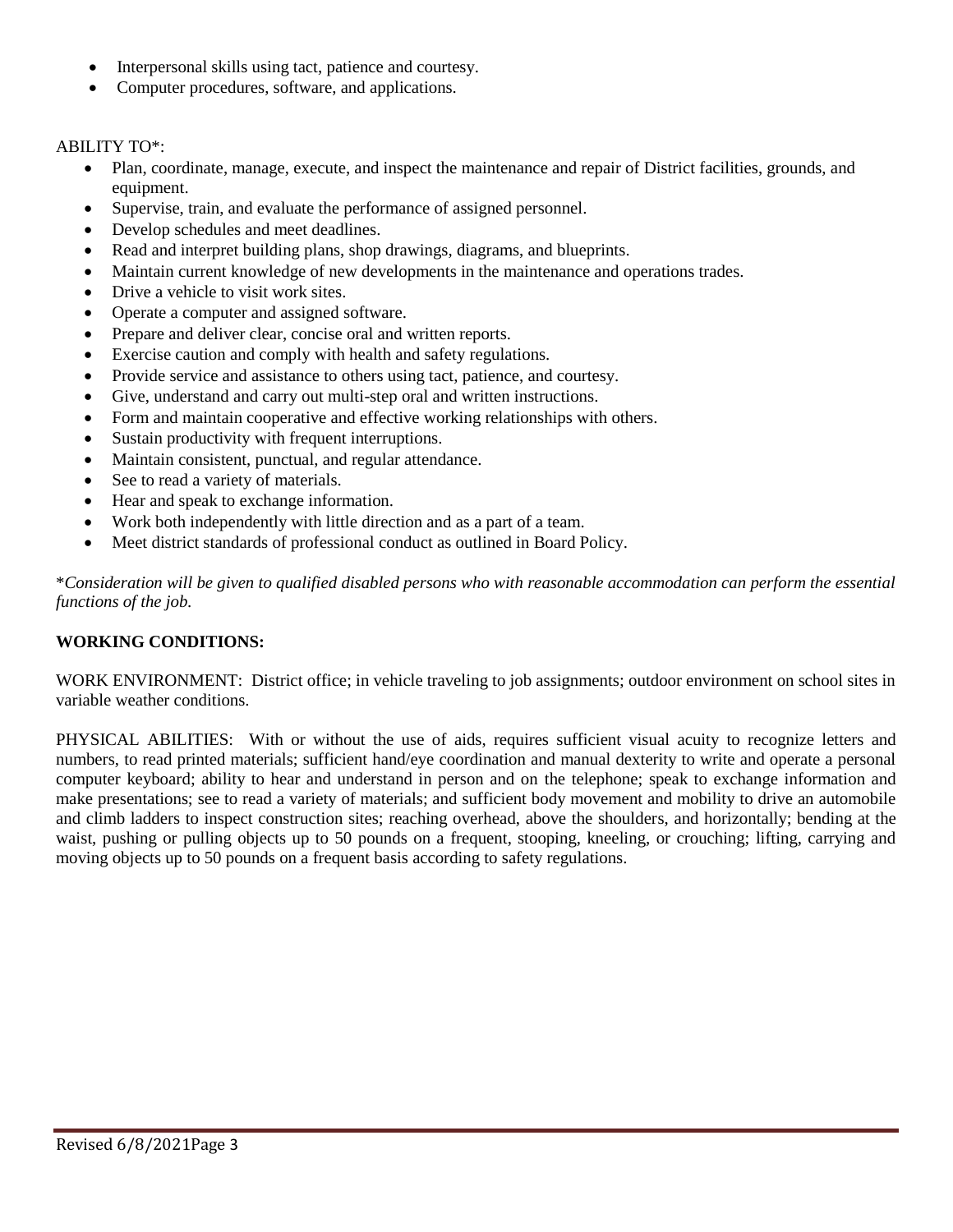- Interpersonal skills using tact, patience and courtesy.
- Computer procedures, software, and applications.

ABILITY TO*:

- Plan, coordinate, manage, execute, and inspect the maintenance and repair of District facilities, grounds, and equipment.
- Supervise, train, and evaluate the performance of assigned personnel.
- Develop schedules and meet deadlines.
- Read and interpret building plans, shop drawings, diagrams, and blueprints.
- Maintain current knowledge of new developments in the maintenance and operations trades.
- Drive a vehicle to visit work sites.
- Operate a computer and assigned software.
- Prepare and deliver clear, concise oral and written reports.
- Exercise caution and comply with health and safety regulations.
- Provide service and assistance to others using tact, patience, and courtesy.
- Give, understand and carry out multi-step oral and written instructions.
- Form and maintain cooperative and effective working relationships with others.
- Sustain productivity with frequent interruptions.
- Maintain consistent, punctual, and regular attendance.
- See to read a variety of materials.
- Hear and speak to exchange information.
- Work both independently with little direction and as a part of a team.
- Meet district standards of professional conduct as outlined in Board Policy.

*\*Consideration will be given to qualified disabled persons who with reasonable accommodation can perform the essential functions of the job.*

**WORKING CONDITIONS:**

WORK ENVIRONMENT: District office; in vehicle traveling to job assignments; outdoor environment on school sites in variable weather conditions.

PHYSICAL ABILITIES: With or without the use of aids, requires sufficient visual acuity to recognize letters and numbers, to read printed materials; sufficient hand/eye coordination and manual dexterity to write and operate a personal computer keyboard; ability to hear and understand in person and on the telephone; speak to exchange information and make presentations; see to read a variety of materials; and sufficient body movement and mobility to drive an automobile and climb ladders to inspect construction sites; reaching overhead, above the shoulders, and horizontally; bending at the waist, pushing or pulling objects up to 50 pounds on a frequent, stooping, kneeling, or crouching; lifting, carrying and moving objects up to 50 pounds on a frequent basis according to safety regulations.

Revised 6/8/2021